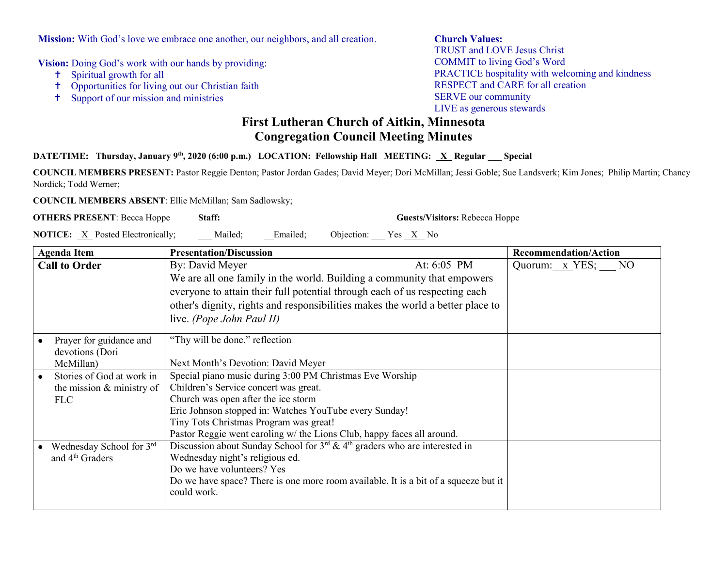**Mission:** With God's love we embrace one another, our neighbors, and all creation.

**Vision:** Doing God's work with our hands by providing:

- ✝ Spiritual growth for all
- ✝ Opportunities for living out our Christian faith
- ✝ Support of our mission and ministries

**Church Values:**
TRUST and LOVE Jesus Christ
COMMIT to living God's Word
PRACTICE hospitality with welcoming and kindness
RESPECT and CARE for all creation
SERVE our community
LIVE as generous stewards

# First Lutheran Church of Aitkin, Minnesota
## Congregation Council Meeting Minutes

**DATE/TIME: Thursday, January 9th, 2020 (6:00 p.m.) LOCATION: Fellowship Hall MEETING: _X_ Regular ___ Special**

**COUNCIL MEMBERS PRESENT:** Pastor Reggie Denton; Pastor Jordan Gades; David Meyer; Dori McMillan; Jessi Goble; Sue Landsverk; Kim Jones; Philip Martin; Chancy Nordick; Todd Werner;

**COUNCIL MEMBERS ABSENT**: Ellie McMillan; Sam Sadlowsky;

**OTHERS PRESENT**: Becca Hoppe **Staff:** **Guests/Visitors:** Rebecca Hoppe

**NOTICE:** _X_ Posted Electronically; ___ Mailed; __Emailed; Objection: ___ Yes _X_ No

| Agenda Item | Presentation/Discussion | Recommendation/Action |
|---|---|---|
| **Call to Order** | By: David Meyer At: 6:05 PM<br>We are all one family in the world. Building a community that empowers everyone to attain their full potential through each of us respecting each other's dignity, rights and responsibilities makes the world a better place to live. *(Pope John Paul II)* | Quorum: _x_ YES; ___ NO |
| • Prayer for guidance and devotions (Dori McMillan) | "Thy will be done." reflection<br><br>Next Month's Devotion: David Meyer | |
| • Stories of God at work in the mission & ministry of FLC | Special piano music during 3:00 PM Christmas Eve Worship<br>Children's Service concert was great.<br>Church was open after the ice storm<br>Eric Johnson stopped in: Watches YouTube every Sunday!<br>Tiny Tots Christmas Program was great!<br>Pastor Reggie went caroling w/ the Lions Club, happy faces all around. | |
| • Wednesday School for 3rd and 4th Graders | Discussion about Sunday School for 3rd & 4th graders who are interested in Wednesday night's religious ed.<br>Do we have volunteers? Yes<br>Do we have space? There is one more room available. It is a bit of a squeeze but it could work. | |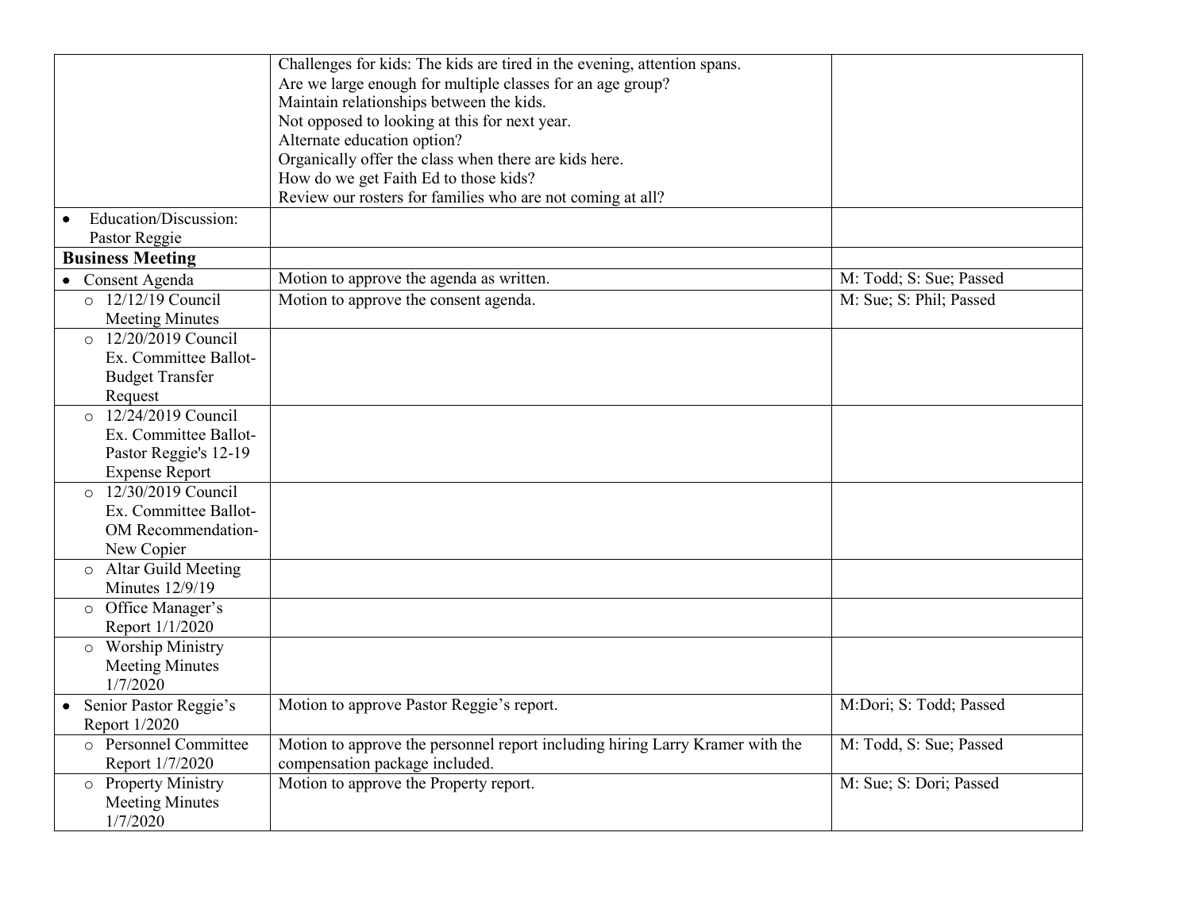| | | |
|---|---|---|
| | Challenges for kids: The kids are tired in the evening, attention spans.<br>Are we large enough for multiple classes for an age group?<br>Maintain relationships between the kids.<br>Not opposed to looking at this for next year.<br>Alternate education option?<br>Organically offer the class when there are kids here.<br>How do we get Faith Ed to those kids?<br>Review our rosters for families who are not coming at all? | |
| • Education/Discussion: Pastor Reggie | | |
| **Business Meeting** | | |
| • Consent Agenda | Motion to approve the agenda as written. | M: Todd; S: Sue; Passed |
| ○ 12/12/19 Council Meeting Minutes | Motion to approve the consent agenda. | M: Sue; S: Phil; Passed |
| ○ 12/20/2019 Council Ex. Committee Ballot-Budget Transfer Request | | |
| ○ 12/24/2019 Council Ex. Committee Ballot-Pastor Reggie's 12-19 Expense Report | | |
| ○ 12/30/2019 Council Ex. Committee Ballot-OM Recommendation-New Copier | | |
| ○ Altar Guild Meeting Minutes 12/9/19 | | |
| ○ Office Manager's Report 1/1/2020 | | |
| ○ Worship Ministry Meeting Minutes 1/7/2020 | | |
| • Senior Pastor Reggie's Report 1/2020 | Motion to approve Pastor Reggie's report. | M:Dori; S: Todd; Passed |
| ○ Personnel Committee Report 1/7/2020 | Motion to approve the personnel report including hiring Larry Kramer with the compensation package included. | M: Todd, S: Sue; Passed |
| ○ Property Ministry Meeting Minutes 1/7/2020 | Motion to approve the Property report. | M: Sue; S: Dori; Passed |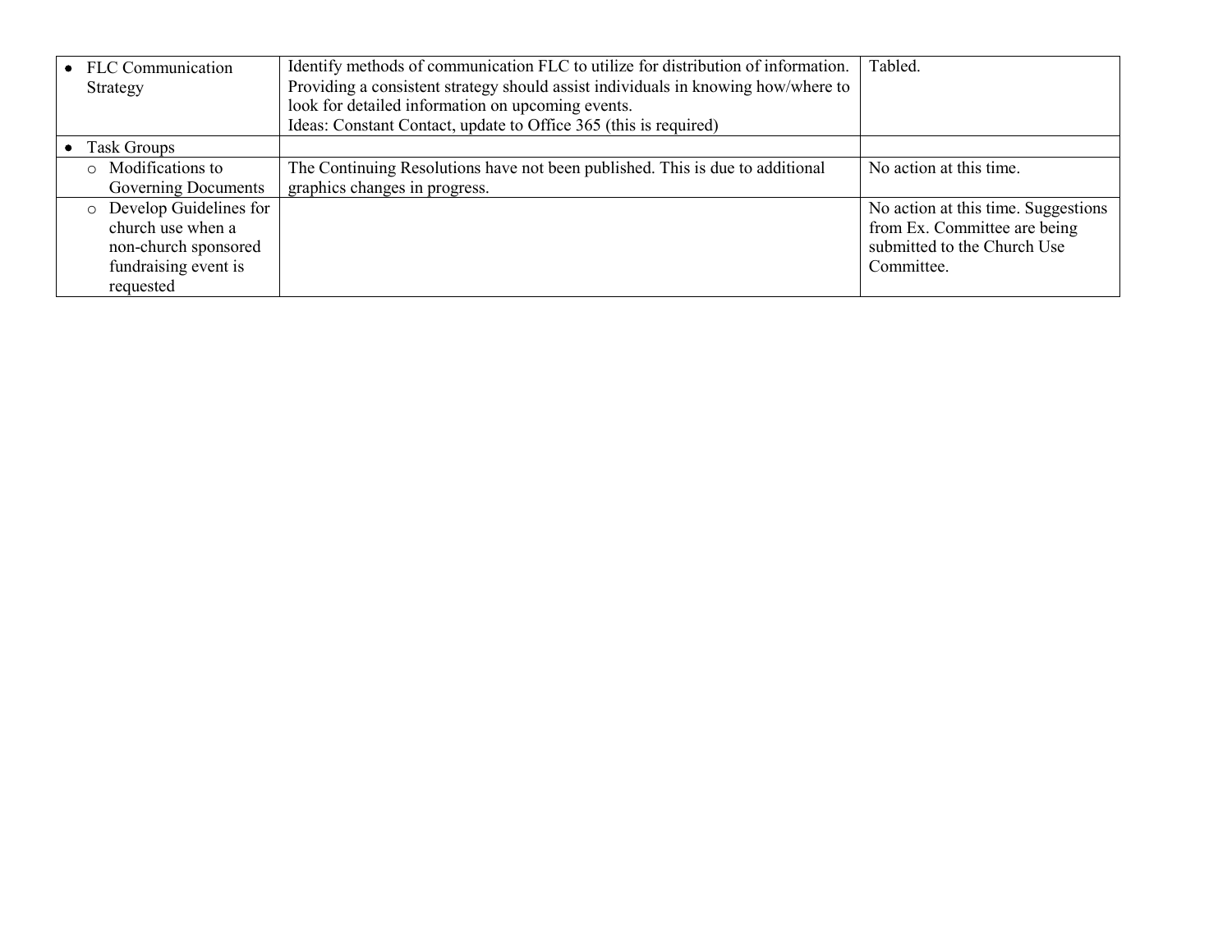| | | |
|---|---|---|
| • FLC Communication Strategy | Identify methods of communication FLC to utilize for distribution of information. Providing a consistent strategy should assist individuals in knowing how/where to look for detailed information on upcoming events. Ideas: Constant Contact, update to Office 365 (this is required) | Tabled. |
| • Task Groups | | |
| ○ Modifications to Governing Documents | The Continuing Resolutions have not been published. This is due to additional graphics changes in progress. | No action at this time. |
| ○ Develop Guidelines for church use when a non-church sponsored fundraising event is requested | | No action at this time. Suggestions from Ex. Committee are being submitted to the Church Use Committee. |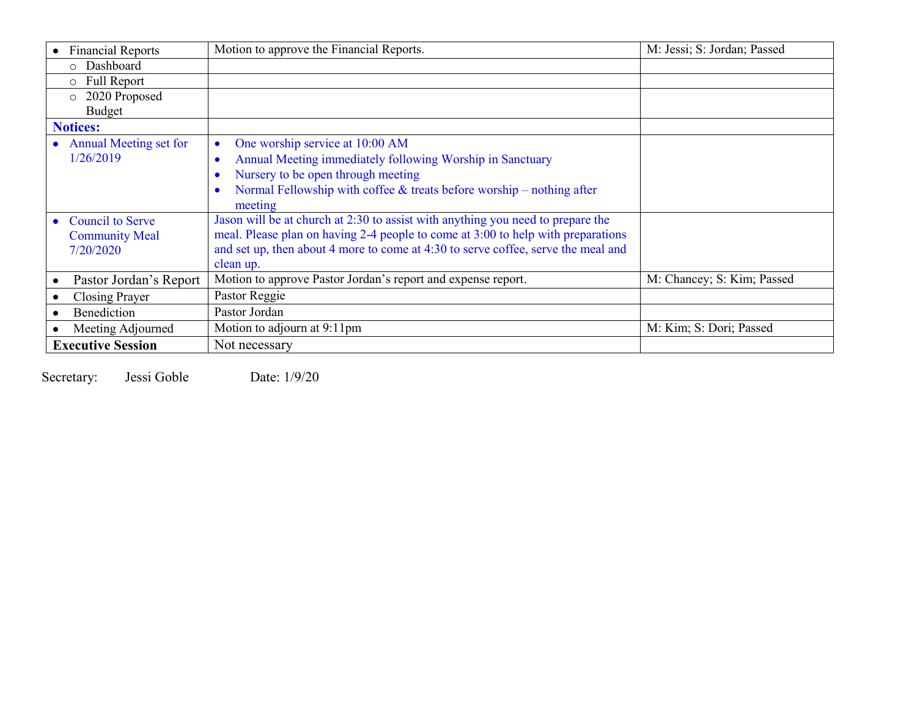| | | |
|---|---|---|
| • Financial Reports | Motion to approve the Financial Reports. | M: Jessi; S: Jordan; Passed |
| ○ Dashboard | | |
| ○ Full Report | | |
| ○ 2020 Proposed Budget | | |
| **Notices:** | | |
| • Annual Meeting set for 1/26/2019 | • One worship service at 10:00 AM<br>• Annual Meeting immediately following Worship in Sanctuary<br>• Nursery to be open through meeting<br>• Normal Fellowship with coffee & treats before worship – nothing after meeting | |
| • Council to Serve Community Meal 7/20/2020 | Jason will be at church at 2:30 to assist with anything you need to prepare the meal. Please plan on having 2-4 people to come at 3:00 to help with preparations and set up, then about 4 more to come at 4:30 to serve coffee, serve the meal and clean up. | |
| • Pastor Jordan's Report | Motion to approve Pastor Jordan's report and expense report. | M: Chancey; S: Kim; Passed |
| • Closing Prayer | Pastor Reggie | |
| • Benediction | Pastor Jordan | |
| • Meeting Adjourned | Motion to adjourn at 9:11pm | M: Kim; S: Dori; Passed |
| **Executive Session** | Not necessary | |

Secretary: Jessi Goble Date: 1/9/20